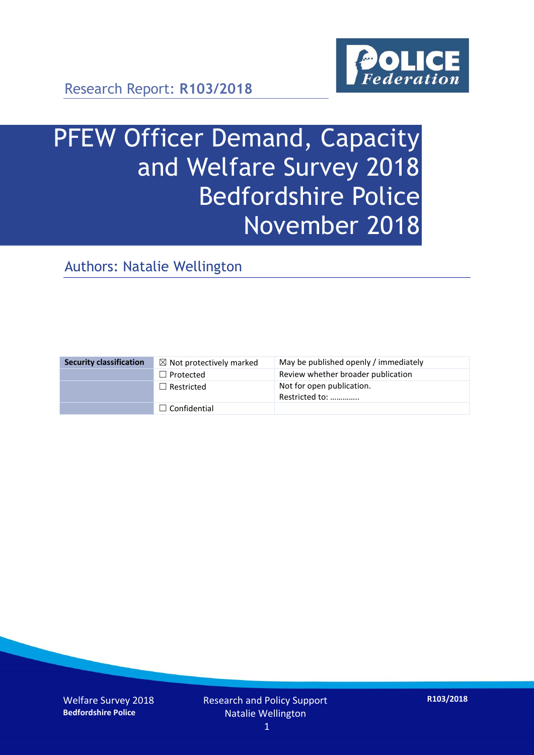Research Report: **R103/2018**

# PFEW Officer Demand, Capacity and Welfare Survey 2018 Bedfordshire Police November 2018

## Authors: Natalie Wellington

| Security classification | ☒ Not protectively marked | May be published openly / immediately |
|---|---|---|
| | ☐ Protected | Review whether broader publication |
| | ☐ Restricted | Not for open publication. Restricted to: ………….. |
| | ☐ Confidential | |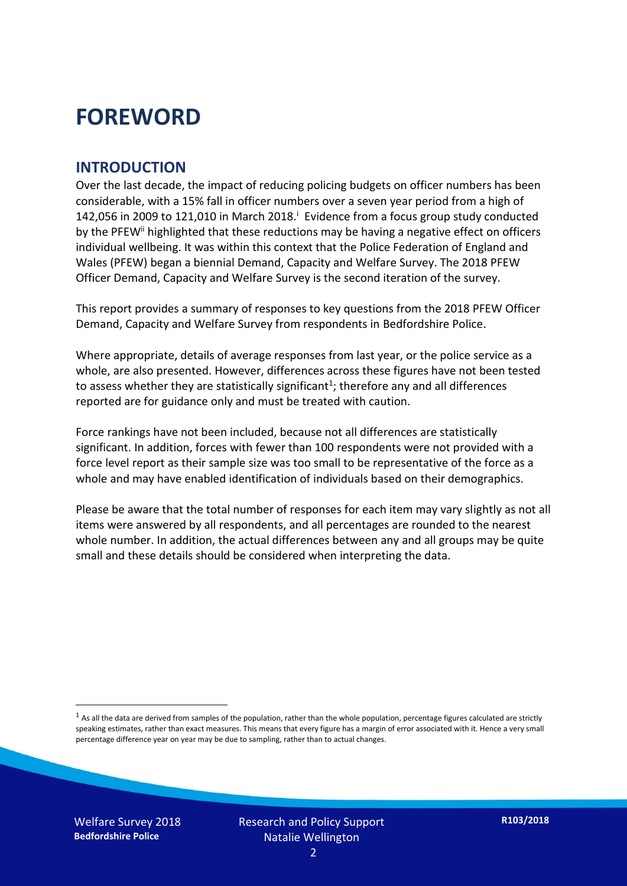# FOREWORD

## INTRODUCTION

Over the last decade, the impact of reducing policing budgets on officer numbers has been considerable, with a 15% fall in officer numbers over a seven year period from a high of 142,056 in 2009 to 121,010 in March 2018.[i] Evidence from a focus group study conducted by the PFEW[ii] highlighted that these reductions may be having a negative effect on officers individual wellbeing. It was within this context that the Police Federation of England and Wales (PFEW) began a biennial Demand, Capacity and Welfare Survey. The 2018 PFEW Officer Demand, Capacity and Welfare Survey is the second iteration of the survey.

This report provides a summary of responses to key questions from the 2018 PFEW Officer Demand, Capacity and Welfare Survey from respondents in Bedfordshire Police.

Where appropriate, details of average responses from last year, or the police service as a whole, are also presented. However, differences across these figures have not been tested to assess whether they are statistically significant[1]; therefore any and all differences reported are for guidance only and must be treated with caution.

Force rankings have not been included, because not all differences are statistically significant. In addition, forces with fewer than 100 respondents were not provided with a force level report as their sample size was too small to be representative of the force as a whole and may have enabled identification of individuals based on their demographics.

Please be aware that the total number of responses for each item may vary slightly as not all items were answered by all respondents, and all percentages are rounded to the nearest whole number. In addition, the actual differences between any and all groups may be quite small and these details should be considered when interpreting the data.

[1] As all the data are derived from samples of the population, rather than the whole population, percentage figures calculated are strictly speaking estimates, rather than exact measures. This means that every figure has a margin of error associated with it. Hence a very small percentage difference year on year may be due to sampling, rather than to actual changes.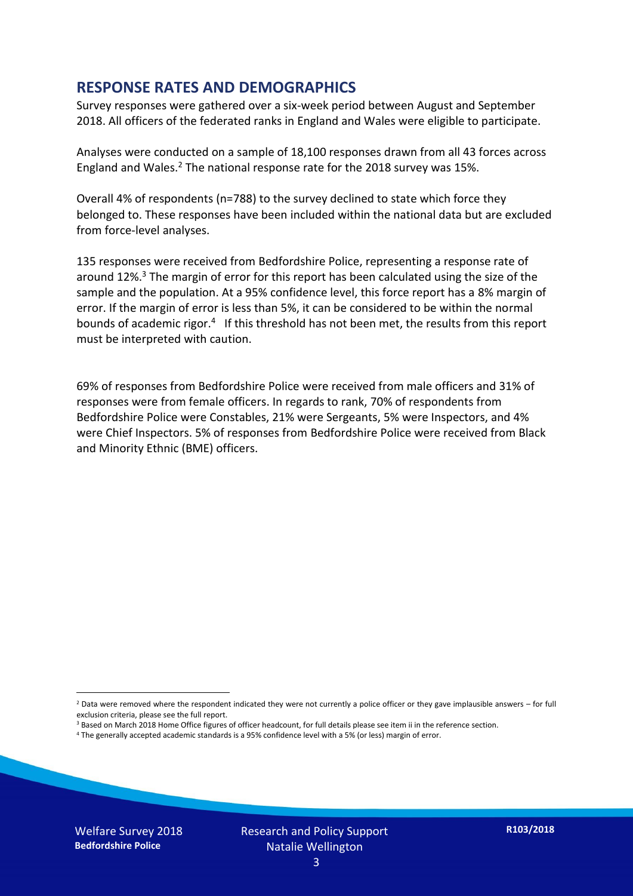## RESPONSE RATES AND DEMOGRAPHICS

Survey responses were gathered over a six-week period between August and September 2018. All officers of the federated ranks in England and Wales were eligible to participate.

Analyses were conducted on a sample of 18,100 responses drawn from all 43 forces across England and Wales.[2] The national response rate for the 2018 survey was 15%.

Overall 4% of respondents (n=788) to the survey declined to state which force they belonged to. These responses have been included within the national data but are excluded from force-level analyses.

135 responses were received from Bedfordshire Police, representing a response rate of around 12%.[3] The margin of error for this report has been calculated using the size of the sample and the population. At a 95% confidence level, this force report has a 8% margin of error. If the margin of error is less than 5%, it can be considered to be within the normal bounds of academic rigor.[4] If this threshold has not been met, the results from this report must be interpreted with caution.

69% of responses from Bedfordshire Police were received from male officers and 31% of responses were from female officers. In regards to rank, 70% of respondents from Bedfordshire Police were Constables, 21% were Sergeants, 5% were Inspectors, and 4% were Chief Inspectors. 5% of responses from Bedfordshire Police were received from Black and Minority Ethnic (BME) officers.

[2] Data were removed where the respondent indicated they were not currently a police officer or they gave implausible answers – for full exclusion criteria, please see the full report.

[3] Based on March 2018 Home Office figures of officer headcount, for full details please see item ii in the reference section.

[4] The generally accepted academic standards is a 95% confidence level with a 5% (or less) margin of error.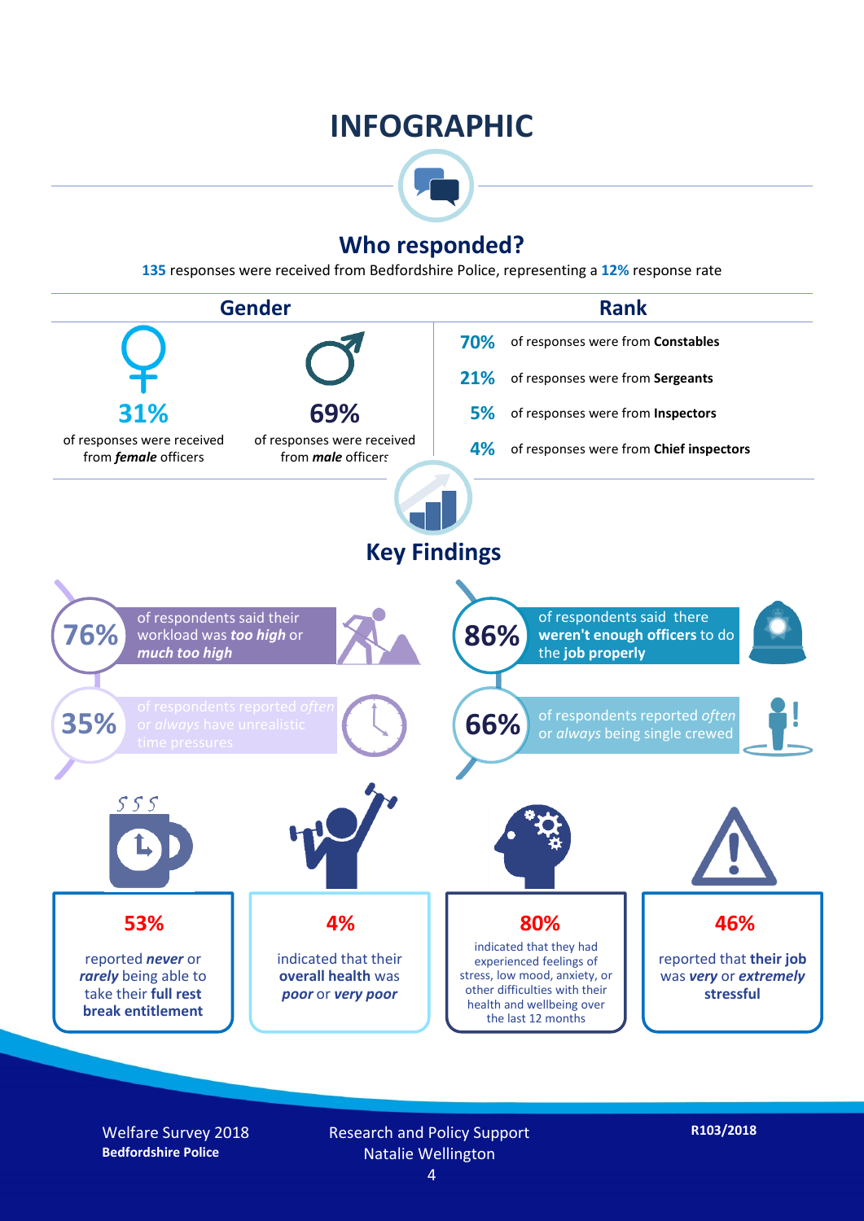# INFOGRAPHIC

## Who responded?

**135** responses were received from Bedfordshire Police, representing a **12%** response rate

### Gender

**31%** of responses were received from ***female*** officers

**69%** of responses were received from ***male*** officers

### Rank

- **70%** of responses were from **Constables**
- **21%** of responses were from **Sergeants**
- **5%** of responses were from **Inspectors**
- **4%** of responses were from **Chief inspectors**

## Key Findings

- **76%** of respondents said their workload was ***too high*** or ***much too high***
- **35%** of respondents reported *often* or *always* have unrealistic time pressures
- **86%** of respondents said there **weren't enough officers** to do the **job properly**
- **66%** of respondents reported *often* or *always* being single crewed
- **53%** reported ***never*** or ***rarely*** being able to take their **full rest break entitlement**
- **4%** indicated that their **overall health** was ***poor*** or ***very poor***
- **80%** indicated that they had experienced feelings of stress, low mood, anxiety, or other difficulties with their health and wellbeing over the last 12 months
- **46%** reported that **their job** was ***very*** or ***extremely*** **stressful**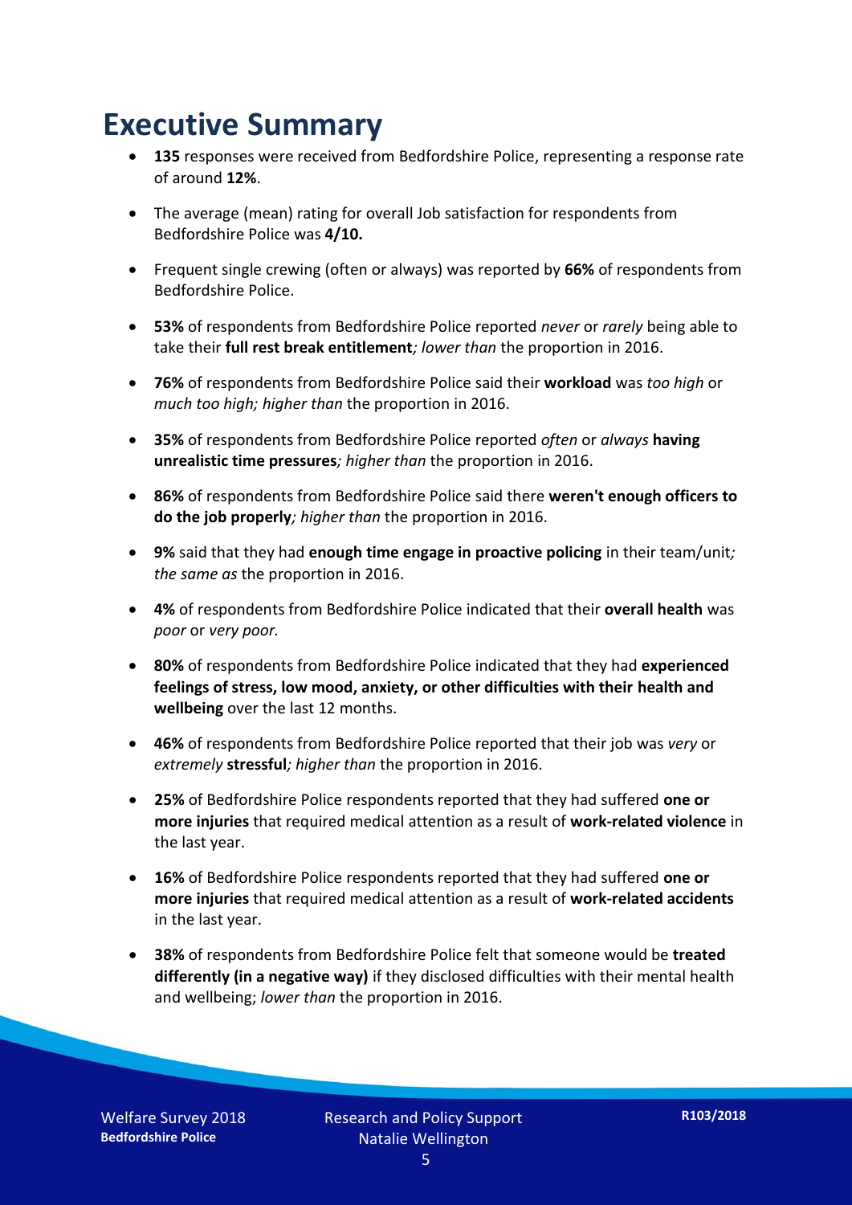# Executive Summary

- **135** responses were received from Bedfordshire Police, representing a response rate of around **12%**.
- The average (mean) rating for overall Job satisfaction for respondents from Bedfordshire Police was **4/10.**
- Frequent single crewing (often or always) was reported by **66%** of respondents from Bedfordshire Police.
- **53%** of respondents from Bedfordshire Police reported *never* or *rarely* being able to take their **full rest break entitlement***; lower than* the proportion in 2016.
- **76%** of respondents from Bedfordshire Police said their **workload** was *too high* or *much too high; higher than* the proportion in 2016.
- **35%** of respondents from Bedfordshire Police reported *often* or *always* **having unrealistic time pressures***; higher than* the proportion in 2016.
- **86%** of respondents from Bedfordshire Police said there **weren't enough officers to do the job properly***; higher than* the proportion in 2016.
- **9%** said that they had **enough time engage in proactive policing** in their team/unit*; the same as* the proportion in 2016.
- **4%** of respondents from Bedfordshire Police indicated that their **overall health** was *poor* or *very poor.*
- **80%** of respondents from Bedfordshire Police indicated that they had **experienced feelings of stress, low mood, anxiety, or other difficulties with their health and wellbeing** over the last 12 months.
- **46%** of respondents from Bedfordshire Police reported that their job was *very* or *extremely* **stressful***; higher than* the proportion in 2016.
- **25%** of Bedfordshire Police respondents reported that they had suffered **one or more injuries** that required medical attention as a result of **work-related violence** in the last year.
- **16%** of Bedfordshire Police respondents reported that they had suffered **one or more injuries** that required medical attention as a result of **work-related accidents** in the last year.
- **38%** of respondents from Bedfordshire Police felt that someone would be **treated differently (in a negative way)** if they disclosed difficulties with their mental health and wellbeing; *lower than* the proportion in 2016.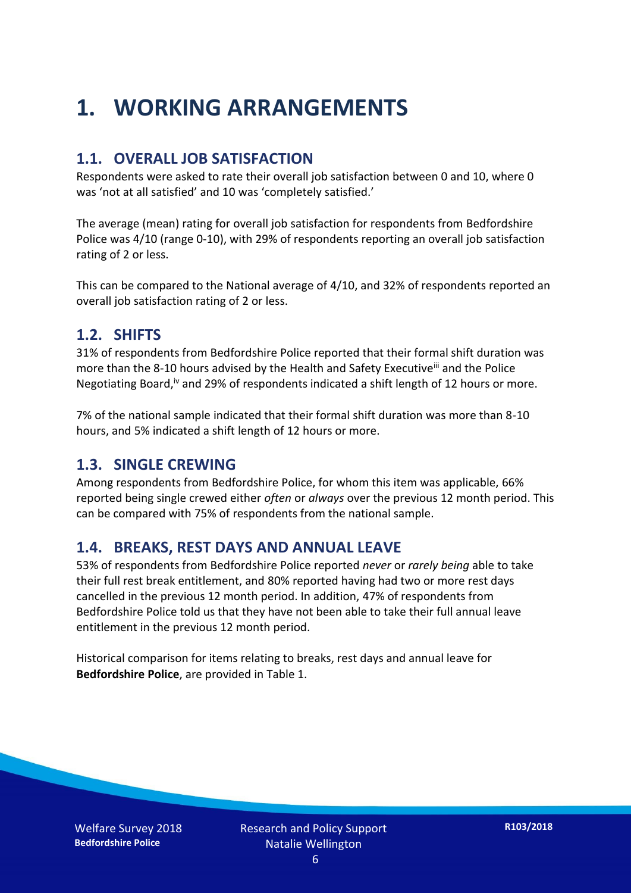# 1. WORKING ARRANGEMENTS

## 1.1. OVERALL JOB SATISFACTION

Respondents were asked to rate their overall job satisfaction between 0 and 10, where 0 was 'not at all satisfied' and 10 was 'completely satisfied.'

The average (mean) rating for overall job satisfaction for respondents from Bedfordshire Police was 4/10 (range 0-10), with 29% of respondents reporting an overall job satisfaction rating of 2 or less.

This can be compared to the National average of 4/10, and 32% of respondents reported an overall job satisfaction rating of 2 or less.

## 1.2. SHIFTS

31% of respondents from Bedfordshire Police reported that their formal shift duration was more than the 8-10 hours advised by the Health and Safety Executive[iii] and the Police Negotiating Board,[iv] and 29% of respondents indicated a shift length of 12 hours or more.

7% of the national sample indicated that their formal shift duration was more than 8-10 hours, and 5% indicated a shift length of 12 hours or more.

## 1.3. SINGLE CREWING

Among respondents from Bedfordshire Police, for whom this item was applicable, 66% reported being single crewed either *often* or *always* over the previous 12 month period. This can be compared with 75% of respondents from the national sample.

## 1.4. BREAKS, REST DAYS AND ANNUAL LEAVE

53% of respondents from Bedfordshire Police reported *never* or *rarely being* able to take their full rest break entitlement, and 80% reported having had two or more rest days cancelled in the previous 12 month period. In addition, 47% of respondents from Bedfordshire Police told us that they have not been able to take their full annual leave entitlement in the previous 12 month period.

Historical comparison for items relating to breaks, rest days and annual leave for **Bedfordshire Police**, are provided in Table 1.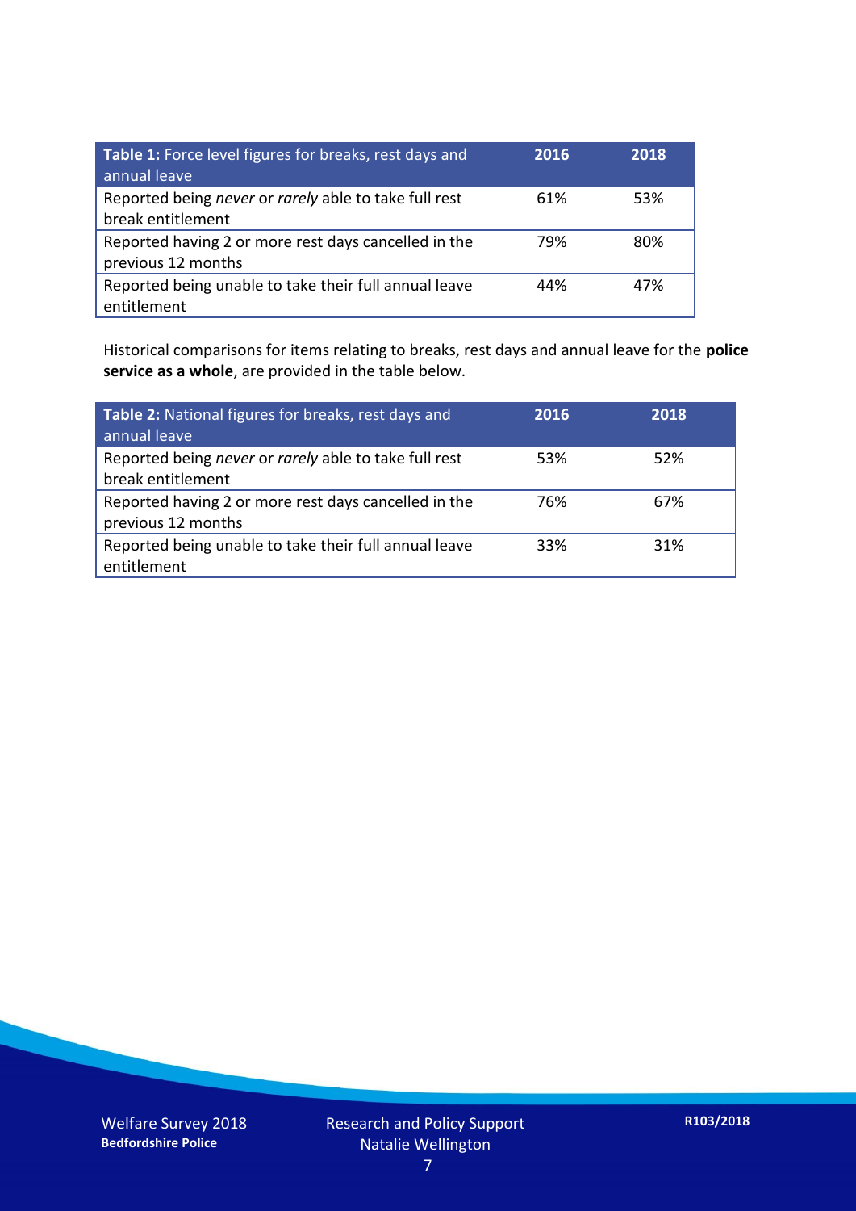| **Table 1:** Force level figures for breaks, rest days and annual leave | **2016** | **2018** |
|---|---|---|
| Reported being *never* or *rarely* able to take full rest break entitlement | 61% | 53% |
| Reported having 2 or more rest days cancelled in the previous 12 months | 79% | 80% |
| Reported being unable to take their full annual leave entitlement | 44% | 47% |

Historical comparisons for items relating to breaks, rest days and annual leave for the **police service as a whole**, are provided in the table below.

| **Table 2:** National figures for breaks, rest days and annual leave | **2016** | **2018** |
|---|---|---|
| Reported being *never* or *rarely* able to take full rest break entitlement | 53% | 52% |
| Reported having 2 or more rest days cancelled in the previous 12 months | 76% | 67% |
| Reported being unable to take their full annual leave entitlement | 33% | 31% |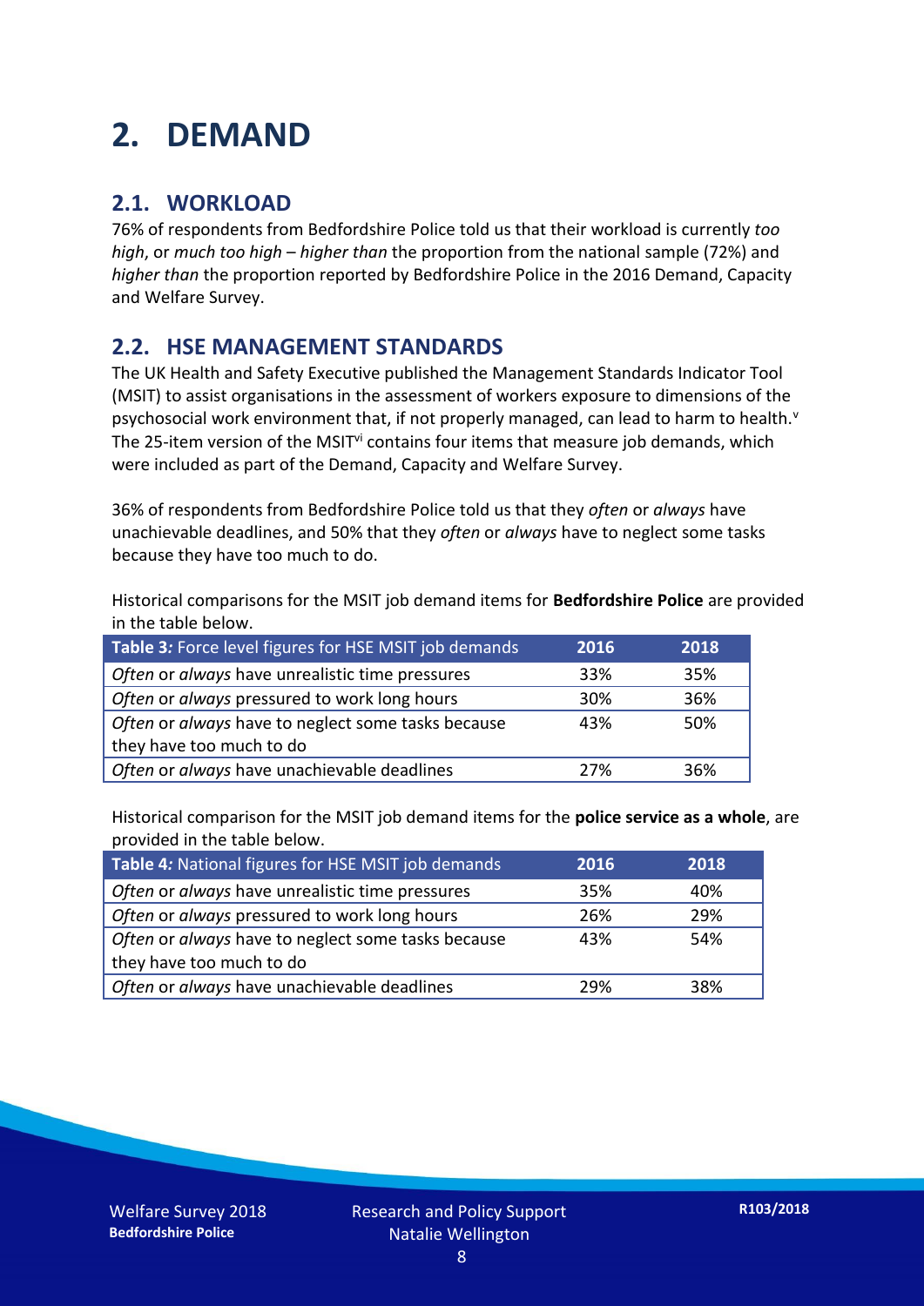# 2. DEMAND

## 2.1. WORKLOAD

76% of respondents from Bedfordshire Police told us that their workload is currently *too high*, or *much too high* – *higher than* the proportion from the national sample (72%) and *higher than* the proportion reported by Bedfordshire Police in the 2016 Demand, Capacity and Welfare Survey.

## 2.2. HSE MANAGEMENT STANDARDS

The UK Health and Safety Executive published the Management Standards Indicator Tool (MSIT) to assist organisations in the assessment of workers exposure to dimensions of the psychosocial work environment that, if not properly managed, can lead to harm to health.[v] The 25-item version of the MSIT[vi] contains four items that measure job demands, which were included as part of the Demand, Capacity and Welfare Survey.

36% of respondents from Bedfordshire Police told us that they *often* or *always* have unachievable deadlines, and 50% that they *often* or *always* have to neglect some tasks because they have too much to do.

Historical comparisons for the MSIT job demand items for **Bedfordshire Police** are provided in the table below.

| **Table 3:** Force level figures for HSE MSIT job demands | 2016 | 2018 |
|---|---|---|
| *Often* or *always* have unrealistic time pressures | 33% | 35% |
| *Often* or *always* pressured to work long hours | 30% | 36% |
| *Often* or *always* have to neglect some tasks because they have too much to do | 43% | 50% |
| *Often* or *always* have unachievable deadlines | 27% | 36% |

Historical comparison for the MSIT job demand items for the **police service as a whole**, are provided in the table below.

| **Table 4:** National figures for HSE MSIT job demands | 2016 | 2018 |
|---|---|---|
| *Often* or *always* have unrealistic time pressures | 35% | 40% |
| *Often* or *always* pressured to work long hours | 26% | 29% |
| *Often* or *always* have to neglect some tasks because they have too much to do | 43% | 54% |
| *Often* or *always* have unachievable deadlines | 29% | 38% |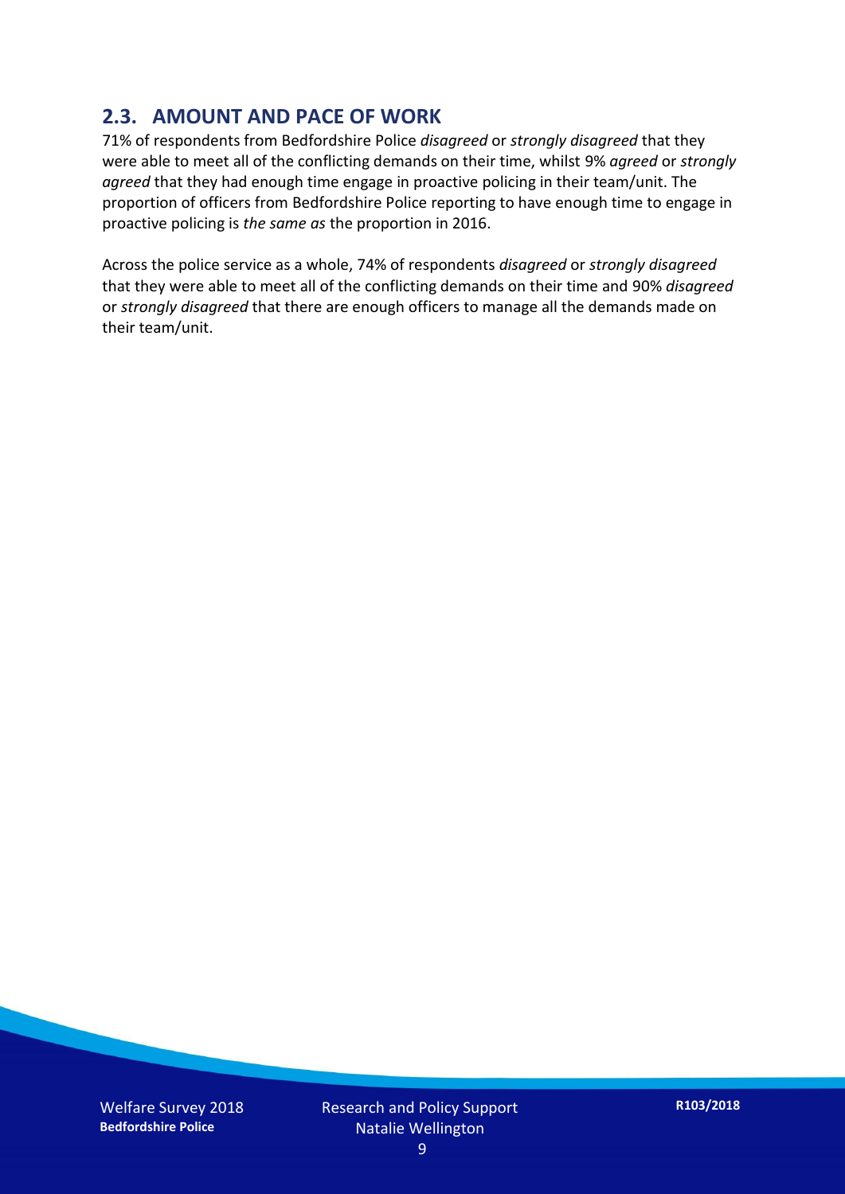## 2.3. AMOUNT AND PACE OF WORK

71% of respondents from Bedfordshire Police *disagreed* or *strongly disagreed* that they were able to meet all of the conflicting demands on their time, whilst 9% *agreed* or *strongly agreed* that they had enough time engage in proactive policing in their team/unit. The proportion of officers from Bedfordshire Police reporting to have enough time to engage in proactive policing is *the same as* the proportion in 2016.

Across the police service as a whole, 74% of respondents *disagreed* or *strongly disagreed* that they were able to meet all of the conflicting demands on their time and 90% *disagreed* or *strongly disagreed* that there are enough officers to manage all the demands made on their team/unit.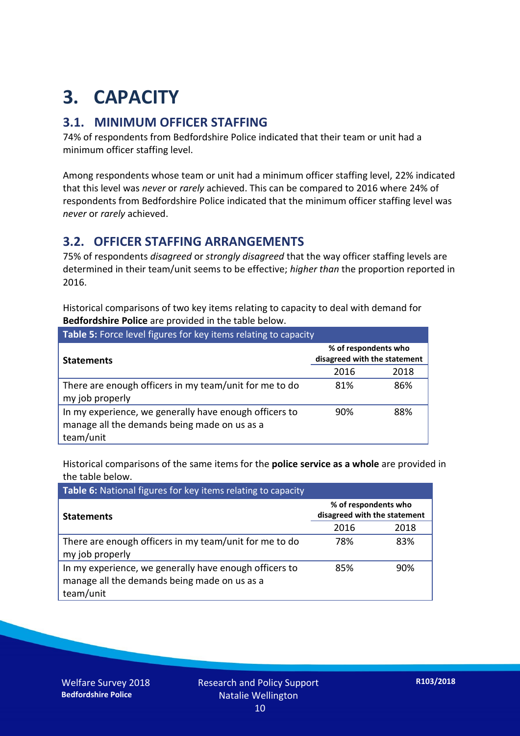# 3. CAPACITY

## 3.1. MINIMUM OFFICER STAFFING

74% of respondents from Bedfordshire Police indicated that their team or unit had a minimum officer staffing level.

Among respondents whose team or unit had a minimum officer staffing level, 22% indicated that this level was *never* or *rarely* achieved. This can be compared to 2016 where 24% of respondents from Bedfordshire Police indicated that the minimum officer staffing level was *never* or *rarely* achieved.

## 3.2. OFFICER STAFFING ARRANGEMENTS

75% of respondents *disagreed* or *strongly disagreed* that the way officer staffing levels are determined in their team/unit seems to be effective; *higher than* the proportion reported in 2016.

Historical comparisons of two key items relating to capacity to deal with demand for **Bedfordshire Police** are provided in the table below.

**Table 5:** Force level figures for key items relating to capacity

| Statements | % of respondents who disagreed with the statement | |
|---|---|---|
| | 2016 | 2018 |
| There are enough officers in my team/unit for me to do my job properly | 81% | 86% |
| In my experience, we generally have enough officers to manage all the demands being made on us as a team/unit | 90% | 88% |

Historical comparisons of the same items for the **police service as a whole** are provided in the table below.

**Table 6:** National figures for key items relating to capacity

| Statements | % of respondents who disagreed with the statement | |
|---|---|---|
| | 2016 | 2018 |
| There are enough officers in my team/unit for me to do my job properly | 78% | 83% |
| In my experience, we generally have enough officers to manage all the demands being made on us as a team/unit | 85% | 90% |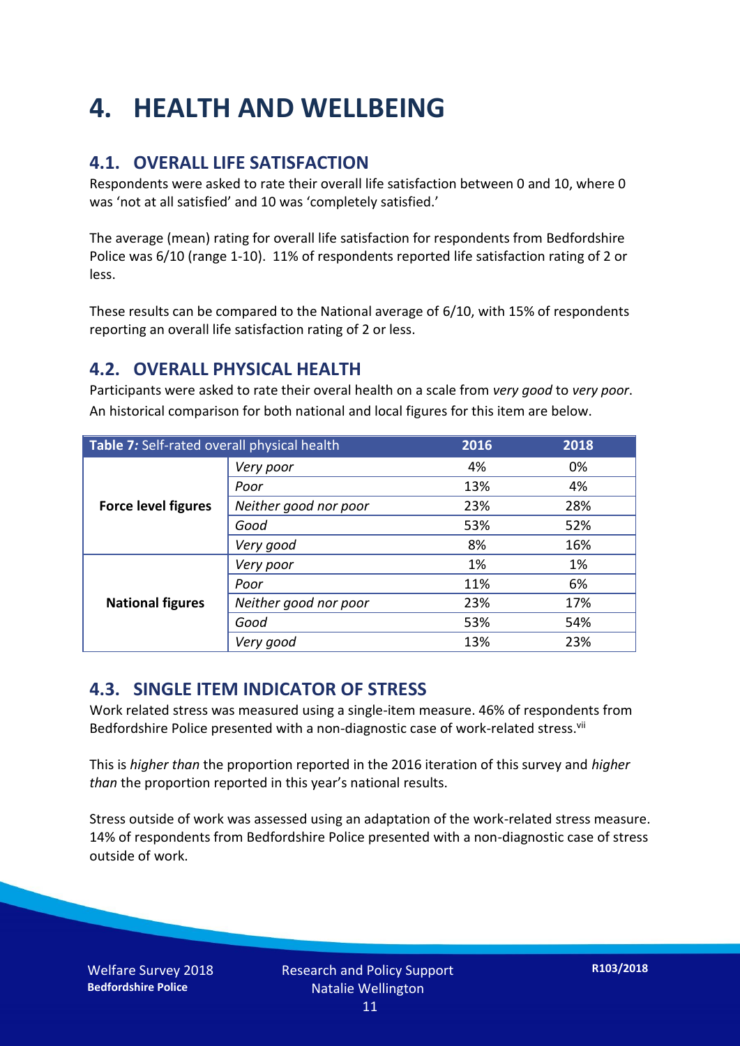# 4. HEALTH AND WELLBEING

## 4.1. OVERALL LIFE SATISFACTION

Respondents were asked to rate their overall life satisfaction between 0 and 10, where 0 was 'not at all satisfied' and 10 was 'completely satisfied.'

The average (mean) rating for overall life satisfaction for respondents from Bedfordshire Police was 6/10 (range 1-10). 11% of respondents reported life satisfaction rating of 2 or less.

These results can be compared to the National average of 6/10, with 15% of respondents reporting an overall life satisfaction rating of 2 or less.

## 4.2. OVERALL PHYSICAL HEALTH

Participants were asked to rate their overal health on a scale from *very good* to *very poor*. An historical comparison for both national and local figures for this item are below.

| **Table 7:** Self-rated overall physical health | | 2016 | 2018 |
|---|---|---|---|
| **Force level figures** | *Very poor* | 4% | 0% |
| | *Poor* | 13% | 4% |
| | *Neither good nor poor* | 23% | 28% |
| | *Good* | 53% | 52% |
| | *Very good* | 8% | 16% |
| **National figures** | *Very poor* | 1% | 1% |
| | *Poor* | 11% | 6% |
| | *Neither good nor poor* | 23% | 17% |
| | *Good* | 53% | 54% |
| | *Very good* | 13% | 23% |

## 4.3. SINGLE ITEM INDICATOR OF STRESS

Work related stress was measured using a single-item measure. 46% of respondents from Bedfordshire Police presented with a non-diagnostic case of work-related stress.[vii]

This is *higher than* the proportion reported in the 2016 iteration of this survey and *higher than* the proportion reported in this year's national results.

Stress outside of work was assessed using an adaptation of the work-related stress measure. 14% of respondents from Bedfordshire Police presented with a non-diagnostic case of stress outside of work.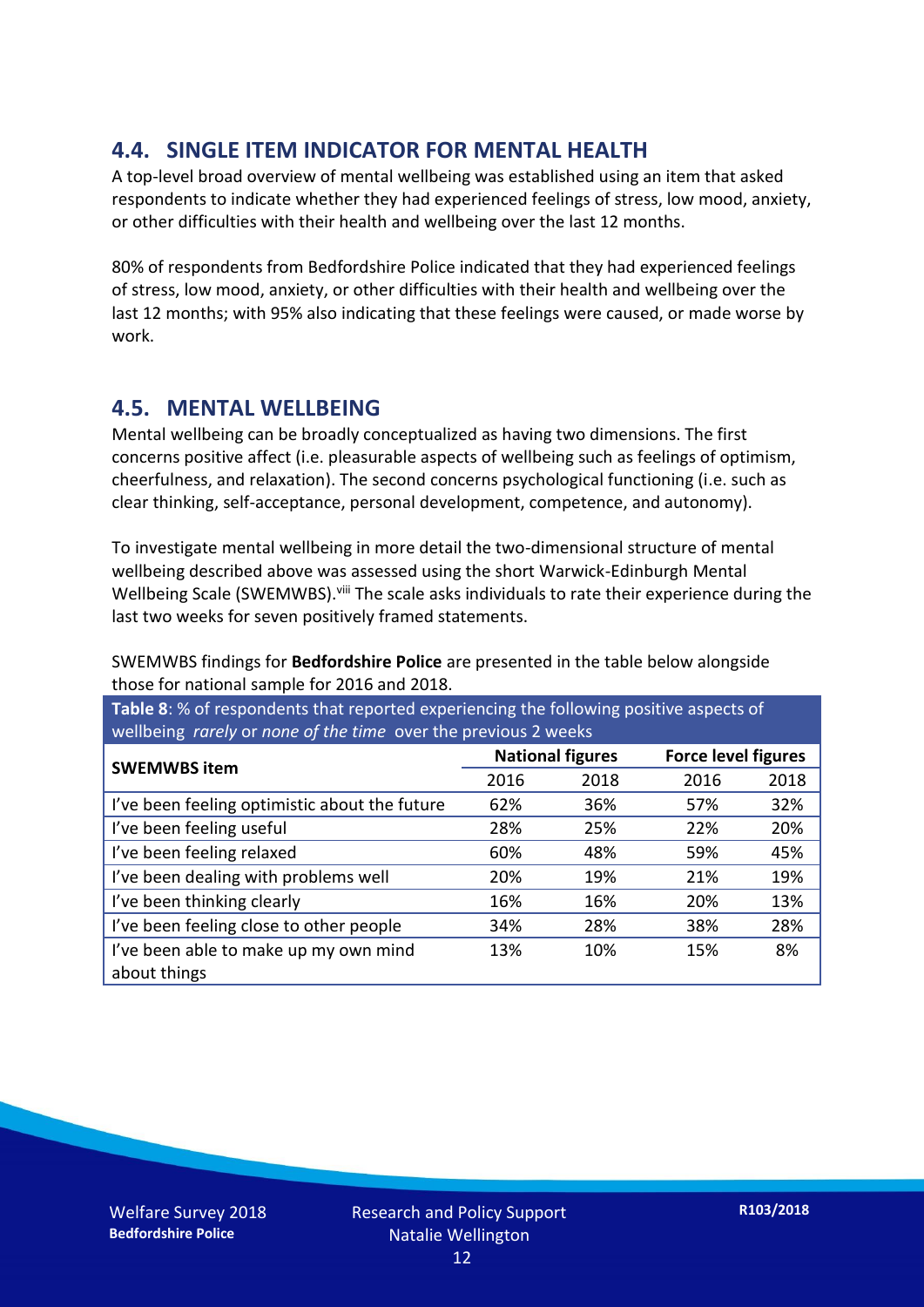## 4.4. SINGLE ITEM INDICATOR FOR MENTAL HEALTH

A top-level broad overview of mental wellbeing was established using an item that asked respondents to indicate whether they had experienced feelings of stress, low mood, anxiety, or other difficulties with their health and wellbeing over the last 12 months.

80% of respondents from Bedfordshire Police indicated that they had experienced feelings of stress, low mood, anxiety, or other difficulties with their health and wellbeing over the last 12 months; with 95% also indicating that these feelings were caused, or made worse by work.

## 4.5. MENTAL WELLBEING

Mental wellbeing can be broadly conceptualized as having two dimensions. The first concerns positive affect (i.e. pleasurable aspects of wellbeing such as feelings of optimism, cheerfulness, and relaxation). The second concerns psychological functioning (i.e. such as clear thinking, self-acceptance, personal development, competence, and autonomy).

To investigate mental wellbeing in more detail the two-dimensional structure of mental wellbeing described above was assessed using the short Warwick-Edinburgh Mental Wellbeing Scale (SWEMWBS).[viii] The scale asks individuals to rate their experience during the last two weeks for seven positively framed statements.

SWEMWBS findings for **Bedfordshire Police** are presented in the table below alongside those for national sample for 2016 and 2018.

**Table 8**: % of respondents that reported experiencing the following positive aspects of wellbeing *rarely* or *none of the time* over the previous 2 weeks

| SWEMWBS item | National figures | | Force level figures | |
|---|---|---|---|---|
| | 2016 | 2018 | 2016 | 2018 |
| I've been feeling optimistic about the future | 62% | 36% | 57% | 32% |
| I've been feeling useful | 28% | 25% | 22% | 20% |
| I've been feeling relaxed | 60% | 48% | 59% | 45% |
| I've been dealing with problems well | 20% | 19% | 21% | 19% |
| I've been thinking clearly | 16% | 16% | 20% | 13% |
| I've been feeling close to other people | 34% | 28% | 38% | 28% |
| I've been able to make up my own mind about things | 13% | 10% | 15% | 8% |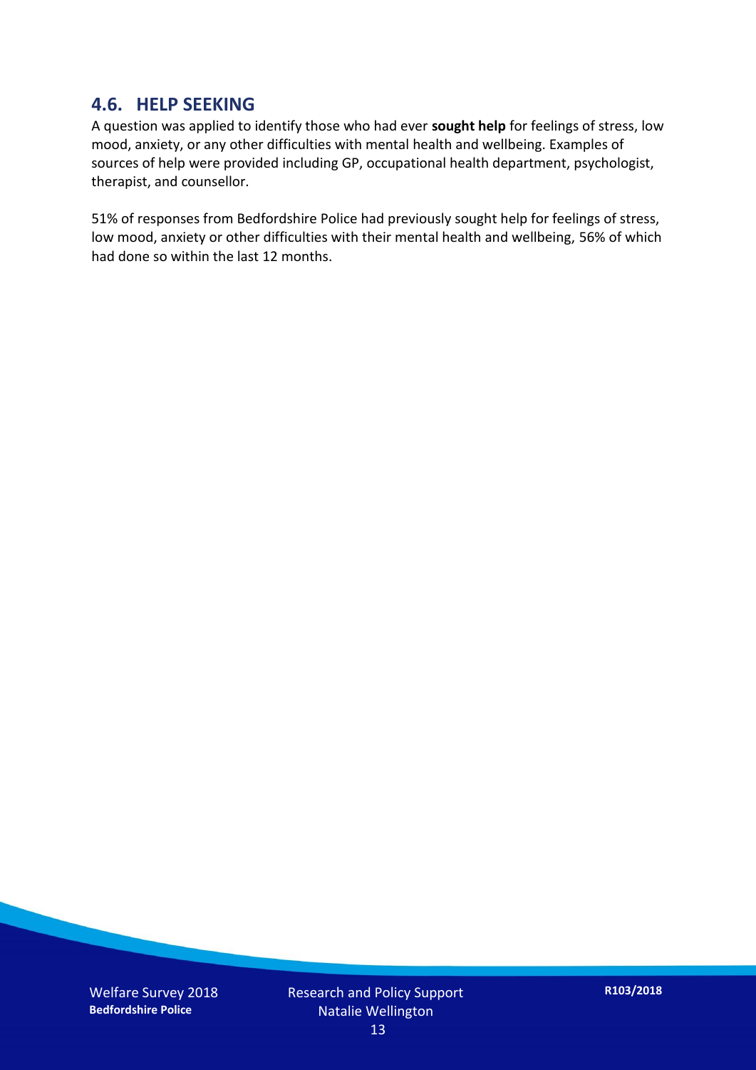## 4.6. HELP SEEKING

A question was applied to identify those who had ever **sought help** for feelings of stress, low mood, anxiety, or any other difficulties with mental health and wellbeing. Examples of sources of help were provided including GP, occupational health department, psychologist, therapist, and counsellor.

51% of responses from Bedfordshire Police had previously sought help for feelings of stress, low mood, anxiety or other difficulties with their mental health and wellbeing, 56% of which had done so within the last 12 months.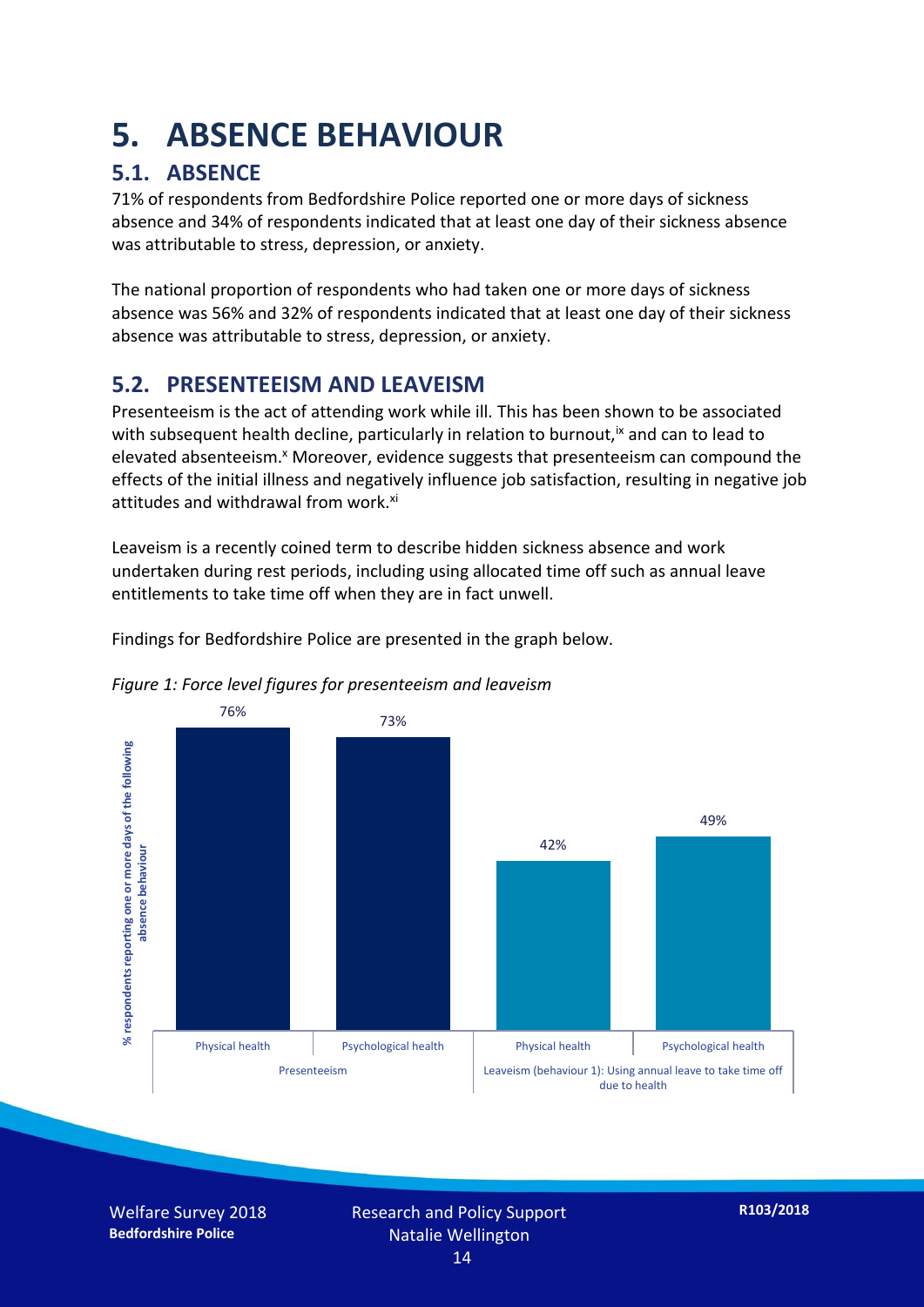# 5. ABSENCE BEHAVIOUR

## 5.1. ABSENCE

71% of respondents from Bedfordshire Police reported one or more days of sickness absence and 34% of respondents indicated that at least one day of their sickness absence was attributable to stress, depression, or anxiety.

The national proportion of respondents who had taken one or more days of sickness absence was 56% and 32% of respondents indicated that at least one day of their sickness absence was attributable to stress, depression, or anxiety.

## 5.2. PRESENTEEISM AND LEAVEISM

Presenteeism is the act of attending work while ill. This has been shown to be associated with subsequent health decline, particularly in relation to burnout,[ix] and can to lead to elevated absenteeism.[x] Moreover, evidence suggests that presenteeism can compound the effects of the initial illness and negatively influence job satisfaction, resulting in negative job attitudes and withdrawal from work.[xi]

Leaveism is a recently coined term to describe hidden sickness absence and work undertaken during rest periods, including using allocated time off such as annual leave entitlements to take time off when they are in fact unwell.

Findings for Bedfordshire Police are presented in the graph below.

*Figure 1: Force level figures for presenteeism and leaveism*

| % respondents reporting one or more days of the following absence behaviour | Physical health | Psychological health |
|---|---|---|
| Presenteeism | 76% | 73% |
| Leaveism (behaviour 1): Using annual leave to take time off due to health | 42% | 49% |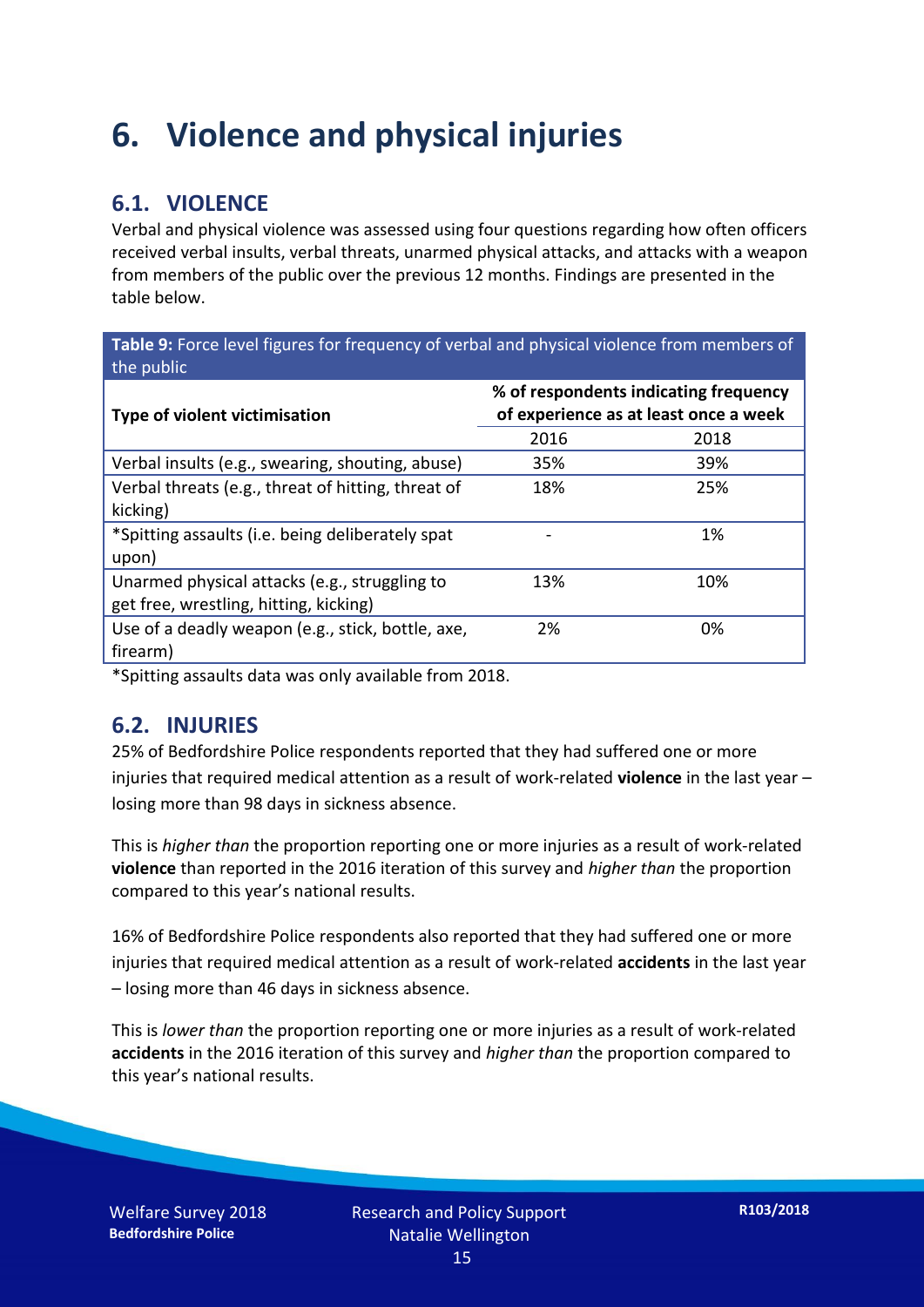# 6. Violence and physical injuries

## 6.1. VIOLENCE

Verbal and physical violence was assessed using four questions regarding how often officers received verbal insults, verbal threats, unarmed physical attacks, and attacks with a weapon from members of the public over the previous 12 months. Findings are presented in the table below.

**Table 9:** Force level figures for frequency of verbal and physical violence from members of the public

| Type of violent victimisation | % of respondents indicating frequency of experience as at least once a week | |
|---|---|---|
| | 2016 | 2018 |
| Verbal insults (e.g., swearing, shouting, abuse) | 35% | 39% |
| Verbal threats (e.g., threat of hitting, threat of kicking) | 18% | 25% |
| *Spitting assaults (i.e. being deliberately spat upon) | - | 1% |
| Unarmed physical attacks (e.g., struggling to get free, wrestling, hitting, kicking) | 13% | 10% |
| Use of a deadly weapon (e.g., stick, bottle, axe, firearm) | 2% | 0% |

*Spitting assaults data was only available from 2018.

## 6.2. INJURIES

25% of Bedfordshire Police respondents reported that they had suffered one or more injuries that required medical attention as a result of work-related **violence** in the last year – losing more than 98 days in sickness absence.

This is *higher than* the proportion reporting one or more injuries as a result of work-related **violence** than reported in the 2016 iteration of this survey and *higher than* the proportion compared to this year's national results.

16% of Bedfordshire Police respondents also reported that they had suffered one or more injuries that required medical attention as a result of work-related **accidents** in the last year – losing more than 46 days in sickness absence.

This is *lower than* the proportion reporting one or more injuries as a result of work-related **accidents** in the 2016 iteration of this survey and *higher than* the proportion compared to this year's national results.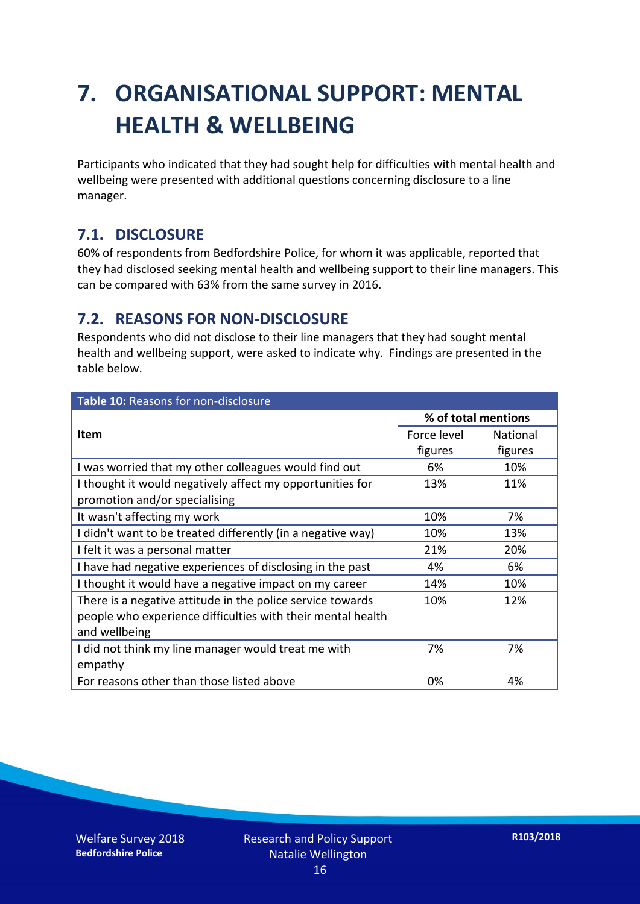# 7. ORGANISATIONAL SUPPORT: MENTAL HEALTH & WELLBEING

Participants who indicated that they had sought help for difficulties with mental health and wellbeing were presented with additional questions concerning disclosure to a line manager.

## 7.1. DISCLOSURE

60% of respondents from Bedfordshire Police, for whom it was applicable, reported that they had disclosed seeking mental health and wellbeing support to their line managers. This can be compared with 63% from the same survey in 2016.

## 7.2. REASONS FOR NON-DISCLOSURE

Respondents who did not disclose to their line managers that they had sought mental health and wellbeing support, were asked to indicate why. Findings are presented in the table below.

**Table 10:** Reasons for non-disclosure

| Item | % of total mentions | |
|---|---|---|
| | Force level figures | National figures |
| I was worried that my other colleagues would find out | 6% | 10% |
| I thought it would negatively affect my opportunities for promotion and/or specialising | 13% | 11% |
| It wasn't affecting my work | 10% | 7% |
| I didn't want to be treated differently (in a negative way) | 10% | 13% |
| I felt it was a personal matter | 21% | 20% |
| I have had negative experiences of disclosing in the past | 4% | 6% |
| I thought it would have a negative impact on my career | 14% | 10% |
| There is a negative attitude in the police service towards people who experience difficulties with their mental health and wellbeing | 10% | 12% |
| I did not think my line manager would treat me with empathy | 7% | 7% |
| For reasons other than those listed above | 0% | 4% |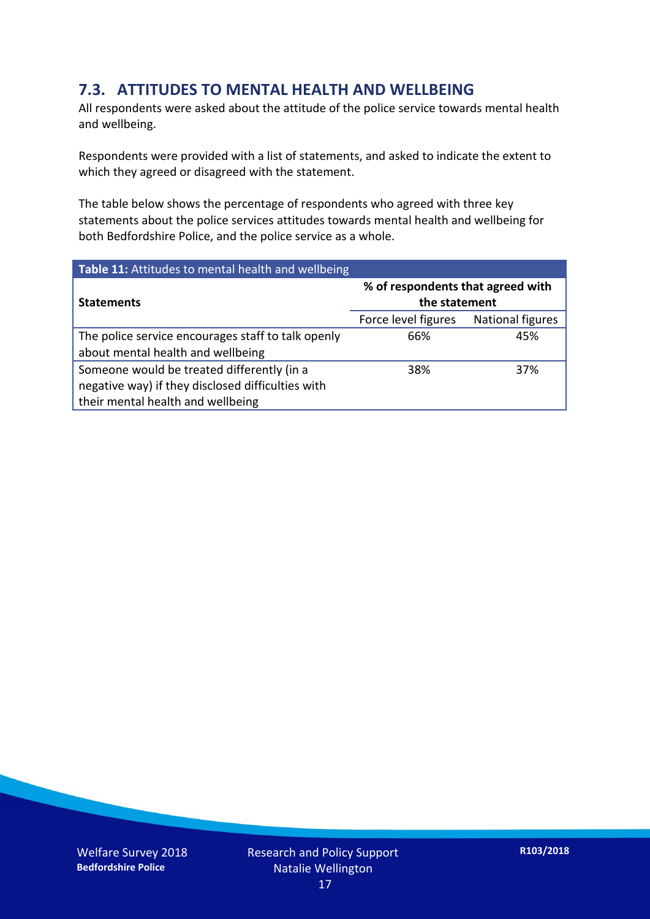## 7.3. ATTITUDES TO MENTAL HEALTH AND WELLBEING

All respondents were asked about the attitude of the police service towards mental health and wellbeing.

Respondents were provided with a list of statements, and asked to indicate the extent to which they agreed or disagreed with the statement.

The table below shows the percentage of respondents who agreed with three key statements about the police services attitudes towards mental health and wellbeing for both Bedfordshire Police, and the police service as a whole.

**Table 11:** Attitudes to mental health and wellbeing

| Statements | % of respondents that agreed with the statement | |
|---|---|---|
| | Force level figures | National figures |
| The police service encourages staff to talk openly about mental health and wellbeing | 66% | 45% |
| Someone would be treated differently (in a negative way) if they disclosed difficulties with their mental health and wellbeing | 38% | 37% |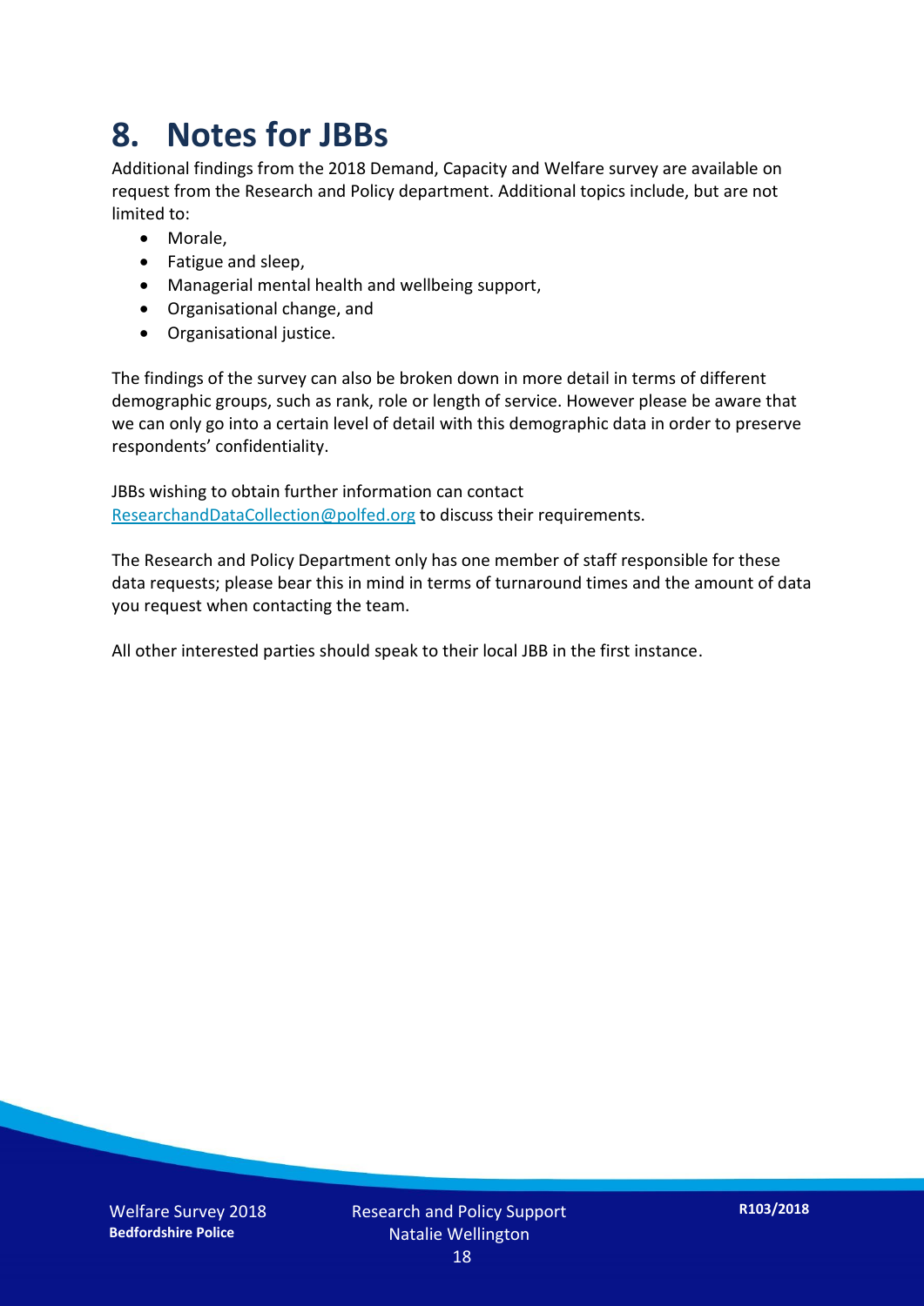# 8. Notes for JBBs

Additional findings from the 2018 Demand, Capacity and Welfare survey are available on request from the Research and Policy department. Additional topics include, but are not limited to:

- Morale,
- Fatigue and sleep,
- Managerial mental health and wellbeing support,
- Organisational change, and
- Organisational justice.

The findings of the survey can also be broken down in more detail in terms of different demographic groups, such as rank, role or length of service. However please be aware that we can only go into a certain level of detail with this demographic data in order to preserve respondents' confidentiality.

JBBs wishing to obtain further information can contact ResearchandDataCollection@polfed.org to discuss their requirements.

The Research and Policy Department only has one member of staff responsible for these data requests; please bear this in mind in terms of turnaround times and the amount of data you request when contacting the team.

All other interested parties should speak to their local JBB in the first instance.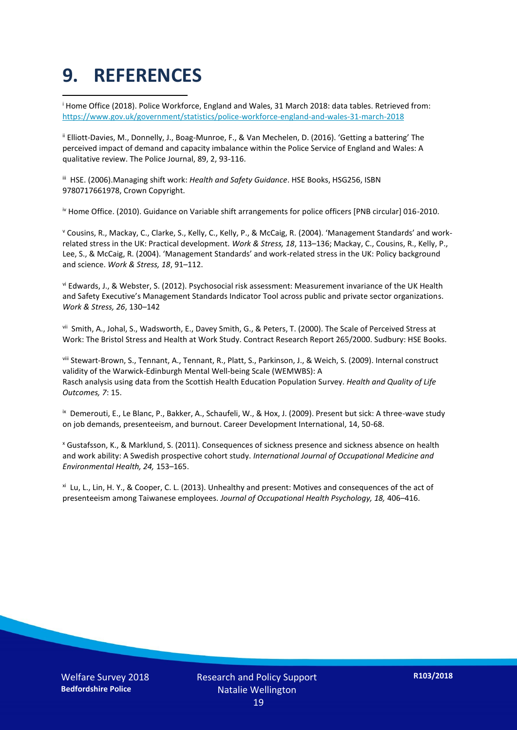# 9. REFERENCES

[i] Home Office (2018). Police Workforce, England and Wales, 31 March 2018: data tables. Retrieved from: https://www.gov.uk/government/statistics/police-workforce-england-and-wales-31-march-2018

[ii] Elliott-Davies, M., Donnelly, J., Boag-Munroe, F., & Van Mechelen, D. (2016). 'Getting a battering' The perceived impact of demand and capacity imbalance within the Police Service of England and Wales: A qualitative review. The Police Journal, 89, 2, 93-116.

[iii] HSE. (2006).Managing shift work: *Health and Safety Guidance*. HSE Books, HSG256, ISBN 9780717661978, Crown Copyright.

[iv] Home Office. (2010). Guidance on Variable shift arrangements for police officers [PNB circular] 016-2010.

[v] Cousins, R., Mackay, C., Clarke, S., Kelly, C., Kelly, P., & McCaig, R. (2004). 'Management Standards' and work-related stress in the UK: Practical development. *Work & Stress, 18*, 113–136; Mackay, C., Cousins, R., Kelly, P., Lee, S., & McCaig, R. (2004). 'Management Standards' and work-related stress in the UK: Policy background and science. *Work & Stress, 18*, 91–112.

[vi] Edwards, J., & Webster, S. (2012). Psychosocial risk assessment: Measurement invariance of the UK Health and Safety Executive's Management Standards Indicator Tool across public and private sector organizations. *Work & Stress, 26*, 130–142

[vii] Smith, A., Johal, S., Wadsworth, E., Davey Smith, G., & Peters, T. (2000). The Scale of Perceived Stress at Work: The Bristol Stress and Health at Work Study. Contract Research Report 265/2000. Sudbury: HSE Books.

[viii] Stewart-Brown, S., Tennant, A., Tennant, R., Platt, S., Parkinson, J., & Weich, S. (2009). Internal construct validity of the Warwick-Edinburgh Mental Well-being Scale (WEMWBS): A Rasch analysis using data from the Scottish Health Education Population Survey. *Health and Quality of Life Outcomes, 7*: 15.

[ix] Demerouti, E., Le Blanc, P., Bakker, A., Schaufeli, W., & Hox, J. (2009). Present but sick: A three-wave study on job demands, presenteeism, and burnout. Career Development International, 14, 50-68.

[x] Gustafsson, K., & Marklund, S. (2011). Consequences of sickness presence and sickness absence on health and work ability: A Swedish prospective cohort study. *International Journal of Occupational Medicine and Environmental Health, 24,* 153–165.

[xi] Lu, L., Lin, H. Y., & Cooper, C. L. (2013). Unhealthy and present: Motives and consequences of the act of presenteeism among Taiwanese employees. *Journal of Occupational Health Psychology, 18,* 406–416.